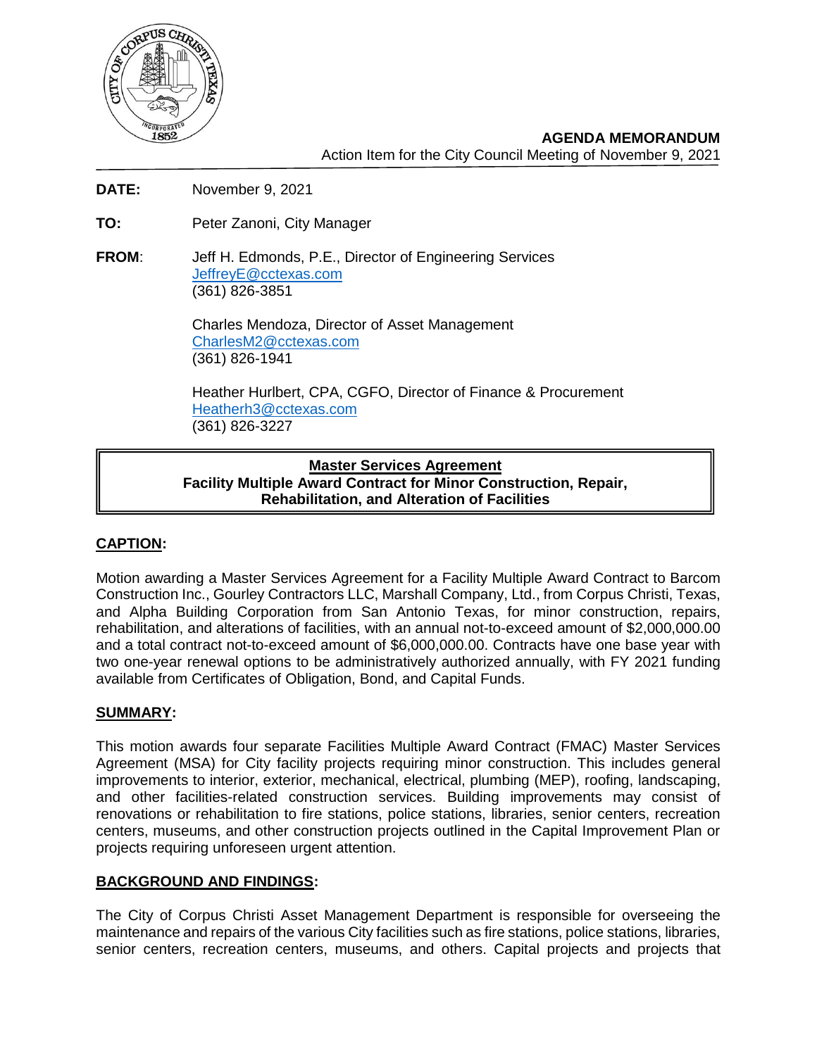**AGENDA MEMORANDUM**
Action Item for the City Council Meeting of November 9, 2021

**DATE:** November 9, 2021

**TO:** Peter Zanoni, City Manager

**FROM**: Jeff H. Edmonds, P.E., Director of Engineering Services
JeffreyE@cctexas.com
(361) 826-3851

Charles Mendoza, Director of Asset Management
CharlesM2@cctexas.com
(361) 826-1941

Heather Hurlbert, CPA, CGFO, Director of Finance & Procurement
Heatherh3@cctexas.com
(361) 826-3227

**Master Services Agreement**
**Facility Multiple Award Contract for Minor Construction, Repair, Rehabilitation, and Alteration of Facilities**

## CAPTION:

Motion awarding a Master Services Agreement for a Facility Multiple Award Contract to Barcom Construction Inc., Gourley Contractors LLC, Marshall Company, Ltd., from Corpus Christi, Texas, and Alpha Building Corporation from San Antonio Texas, for minor construction, repairs, rehabilitation, and alterations of facilities, with an annual not-to-exceed amount of $2,000,000.00 and a total contract not-to-exceed amount of $6,000,000.00. Contracts have one base year with two one-year renewal options to be administratively authorized annually, with FY 2021 funding available from Certificates of Obligation, Bond, and Capital Funds.

## SUMMARY:

This motion awards four separate Facilities Multiple Award Contract (FMAC) Master Services Agreement (MSA) for City facility projects requiring minor construction. This includes general improvements to interior, exterior, mechanical, electrical, plumbing (MEP), roofing, landscaping, and other facilities-related construction services. Building improvements may consist of renovations or rehabilitation to fire stations, police stations, libraries, senior centers, recreation centers, museums, and other construction projects outlined in the Capital Improvement Plan or projects requiring unforeseen urgent attention.

## BACKGROUND AND FINDINGS:

The City of Corpus Christi Asset Management Department is responsible for overseeing the maintenance and repairs of the various City facilities such as fire stations, police stations, libraries, senior centers, recreation centers, museums, and others. Capital projects and projects that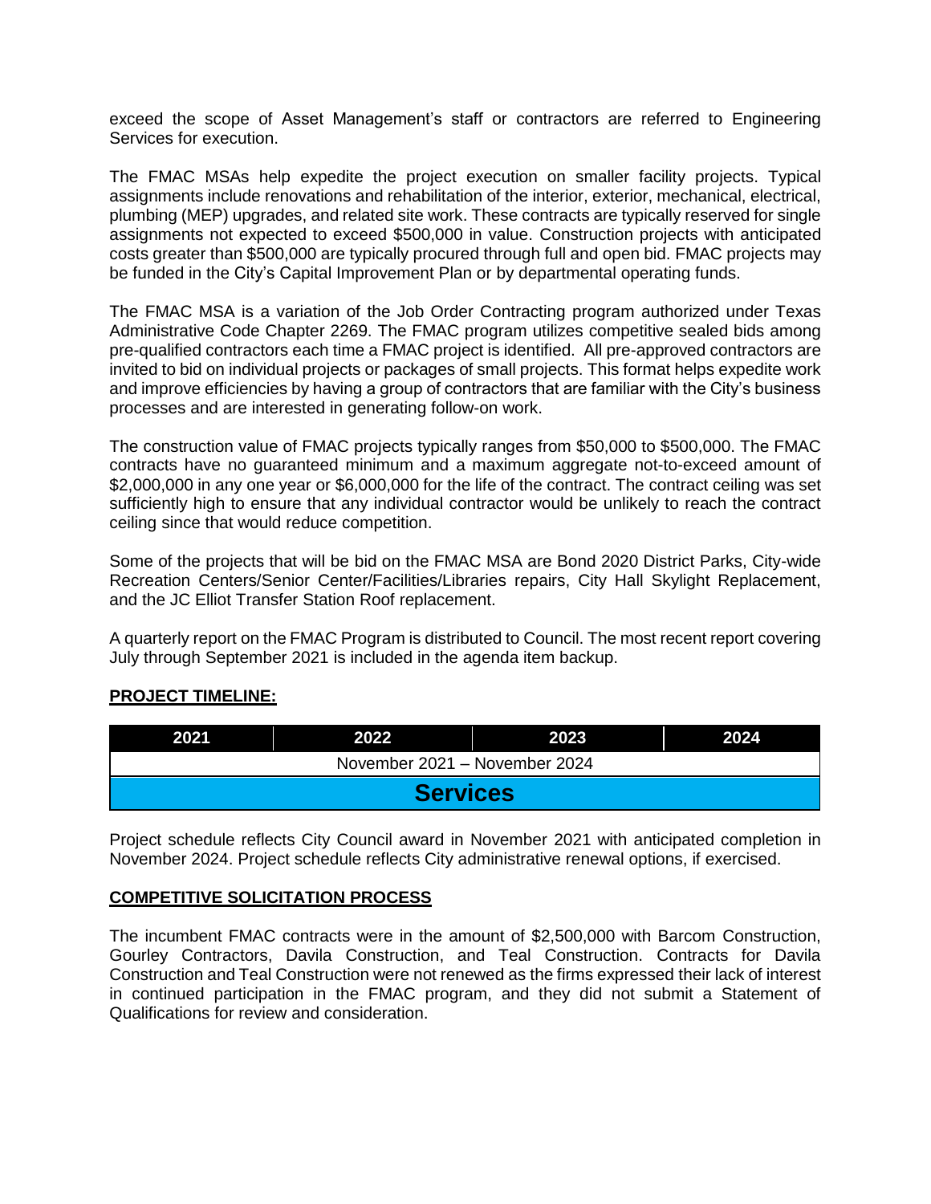exceed the scope of Asset Management's staff or contractors are referred to Engineering Services for execution.

The FMAC MSAs help expedite the project execution on smaller facility projects. Typical assignments include renovations and rehabilitation of the interior, exterior, mechanical, electrical, plumbing (MEP) upgrades, and related site work. These contracts are typically reserved for single assignments not expected to exceed $500,000 in value. Construction projects with anticipated costs greater than $500,000 are typically procured through full and open bid. FMAC projects may be funded in the City's Capital Improvement Plan or by departmental operating funds.

The FMAC MSA is a variation of the Job Order Contracting program authorized under Texas Administrative Code Chapter 2269. The FMAC program utilizes competitive sealed bids among pre-qualified contractors each time a FMAC project is identified. All pre-approved contractors are invited to bid on individual projects or packages of small projects. This format helps expedite work and improve efficiencies by having a group of contractors that are familiar with the City's business processes and are interested in generating follow-on work.

The construction value of FMAC projects typically ranges from $50,000 to $500,000. The FMAC contracts have no guaranteed minimum and a maximum aggregate not-to-exceed amount of $2,000,000 in any one year or $6,000,000 for the life of the contract. The contract ceiling was set sufficiently high to ensure that any individual contractor would be unlikely to reach the contract ceiling since that would reduce competition.

Some of the projects that will be bid on the FMAC MSA are Bond 2020 District Parks, City-wide Recreation Centers/Senior Center/Facilities/Libraries repairs, City Hall Skylight Replacement, and the JC Elliot Transfer Station Roof replacement.

A quarterly report on the FMAC Program is distributed to Council. The most recent report covering July through September 2021 is included in the agenda item backup.

**PROJECT TIMELINE:**

| 2021 | 2022 | 2023 | 2024 |
|---|---|---|---|
| November 2021 – November 2024 | | | |
| **Services** | | | |

Project schedule reflects City Council award in November 2021 with anticipated completion in November 2024. Project schedule reflects City administrative renewal options, if exercised.

**COMPETITIVE SOLICITATION PROCESS**

The incumbent FMAC contracts were in the amount of $2,500,000 with Barcom Construction, Gourley Contractors, Davila Construction, and Teal Construction. Contracts for Davila Construction and Teal Construction were not renewed as the firms expressed their lack of interest in continued participation in the FMAC program, and they did not submit a Statement of Qualifications for review and consideration.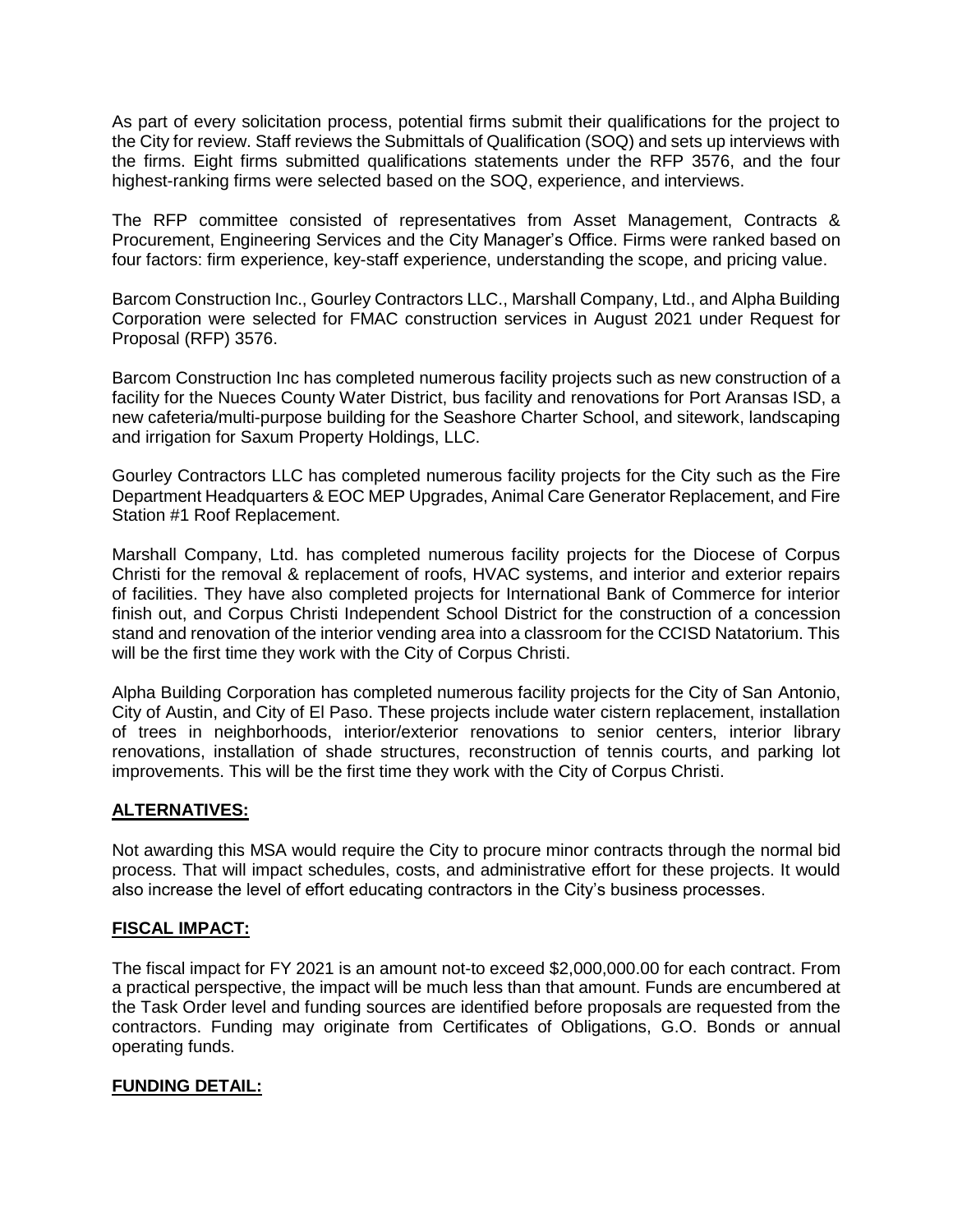As part of every solicitation process, potential firms submit their qualifications for the project to the City for review. Staff reviews the Submittals of Qualification (SOQ) and sets up interviews with the firms. Eight firms submitted qualifications statements under the RFP 3576, and the four highest-ranking firms were selected based on the SOQ, experience, and interviews.

The RFP committee consisted of representatives from Asset Management, Contracts & Procurement, Engineering Services and the City Manager's Office. Firms were ranked based on four factors: firm experience, key-staff experience, understanding the scope, and pricing value.

Barcom Construction Inc., Gourley Contractors LLC., Marshall Company, Ltd., and Alpha Building Corporation were selected for FMAC construction services in August 2021 under Request for Proposal (RFP) 3576.

Barcom Construction Inc has completed numerous facility projects such as new construction of a facility for the Nueces County Water District, bus facility and renovations for Port Aransas ISD, a new cafeteria/multi-purpose building for the Seashore Charter School, and sitework, landscaping and irrigation for Saxum Property Holdings, LLC.

Gourley Contractors LLC has completed numerous facility projects for the City such as the Fire Department Headquarters & EOC MEP Upgrades, Animal Care Generator Replacement, and Fire Station #1 Roof Replacement.

Marshall Company, Ltd. has completed numerous facility projects for the Diocese of Corpus Christi for the removal & replacement of roofs, HVAC systems, and interior and exterior repairs of facilities. They have also completed projects for International Bank of Commerce for interior finish out, and Corpus Christi Independent School District for the construction of a concession stand and renovation of the interior vending area into a classroom for the CCISD Natatorium. This will be the first time they work with the City of Corpus Christi.

Alpha Building Corporation has completed numerous facility projects for the City of San Antonio, City of Austin, and City of El Paso. These projects include water cistern replacement, installation of trees in neighborhoods, interior/exterior renovations to senior centers, interior library renovations, installation of shade structures, reconstruction of tennis courts, and parking lot improvements. This will be the first time they work with the City of Corpus Christi.

## ALTERNATIVES:

Not awarding this MSA would require the City to procure minor contracts through the normal bid process. That will impact schedules, costs, and administrative effort for these projects. It would also increase the level of effort educating contractors in the City's business processes.

## FISCAL IMPACT:

The fiscal impact for FY 2021 is an amount not-to exceed $2,000,000.00 for each contract. From a practical perspective, the impact will be much less than that amount. Funds are encumbered at the Task Order level and funding sources are identified before proposals are requested from the contractors. Funding may originate from Certificates of Obligations, G.O. Bonds or annual operating funds.

## FUNDING DETAIL: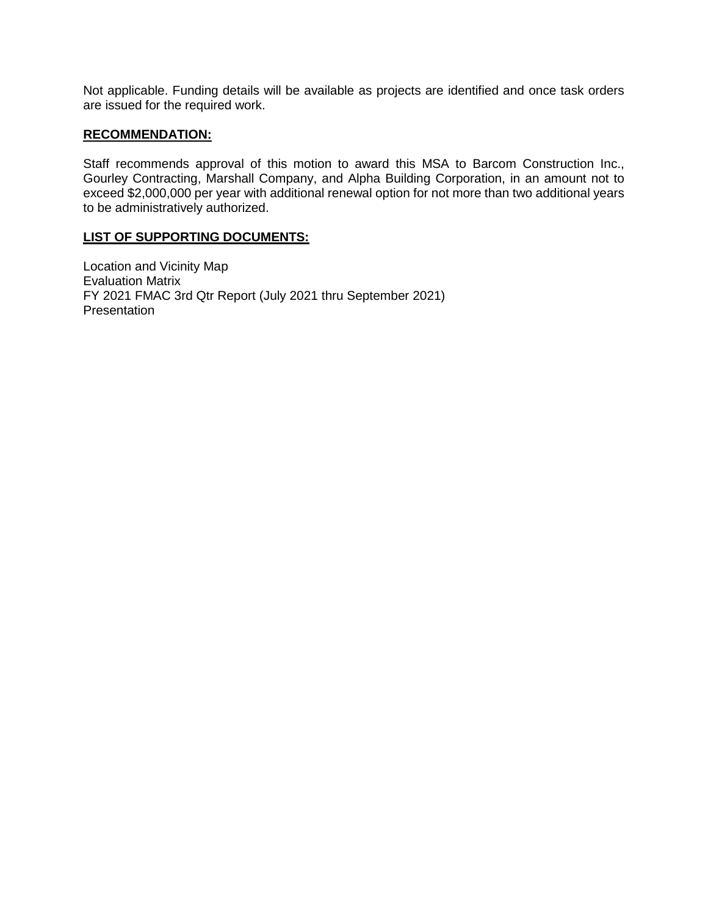Not applicable. Funding details will be available as projects are identified and once task orders are issued for the required work.

**RECOMMENDATION:**

Staff recommends approval of this motion to award this MSA to Barcom Construction Inc., Gourley Contracting, Marshall Company, and Alpha Building Corporation, in an amount not to exceed $2,000,000 per year with additional renewal option for not more than two additional years to be administratively authorized.

**LIST OF SUPPORTING DOCUMENTS:**

Location and Vicinity Map
Evaluation Matrix
FY 2021 FMAC 3rd Qtr Report (July 2021 thru September 2021)
Presentation